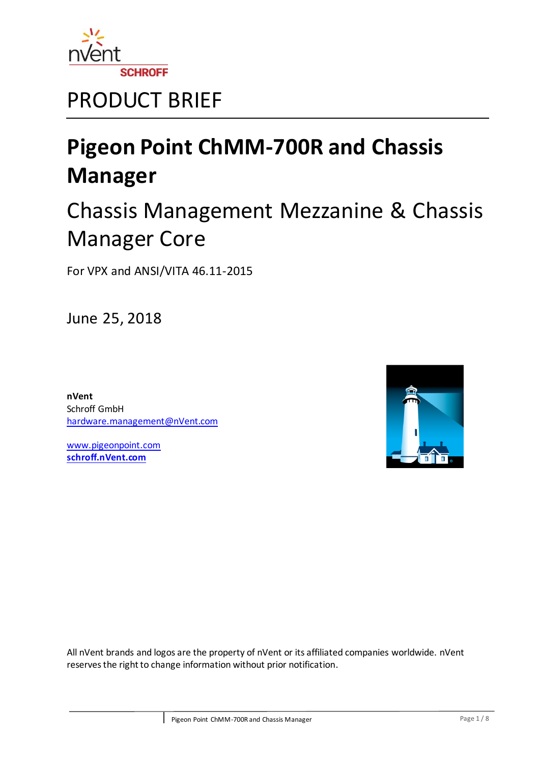PRODUCT BRIEF

# Pigeon Point ChMM-700R and Chassis Manager

## Chassis Management Mezzanine & Chassis Manager Core

For VPX and ANSI/VITA 46.11-2015

June 25, 2018

**nVent**
Schroff GmbH
hardware.management@nVent.com

www.pigeonpoint.com
**schroff.nVent.com**

All nVent brands and logos are the property of nVent or its affiliated companies worldwide. nVent reserves the right to change information without prior notification.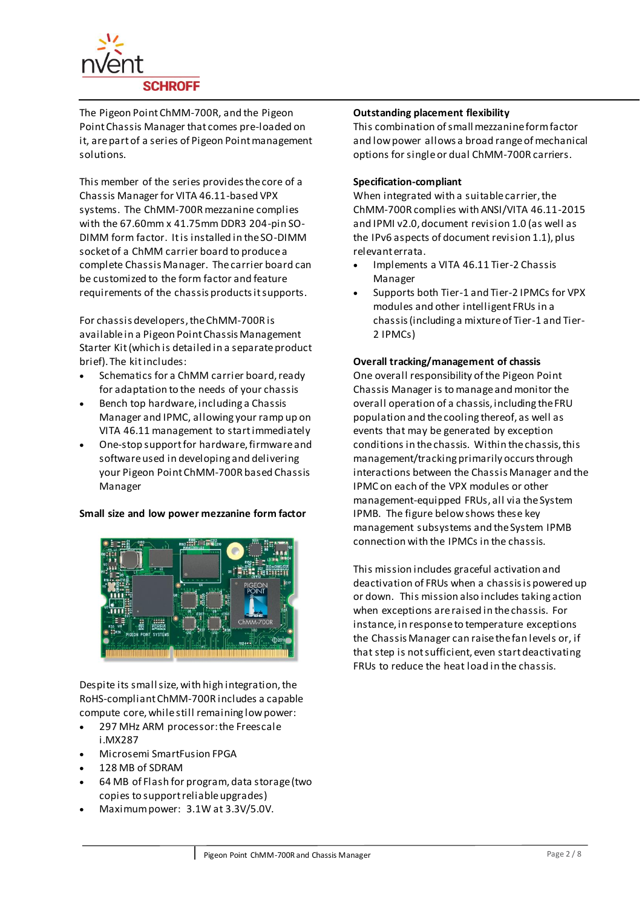The Pigeon Point ChMM-700R, and the Pigeon Point Chassis Manager that comes pre-loaded on it, are part of a series of Pigeon Point management solutions.

This member of the series provides the core of a Chassis Manager for VITA 46.11-based VPX systems. The ChMM-700R mezzanine complies with the 67.60mm x 41.75mm DDR3 204-pin SO-DIMM form factor. It is installed in the SO-DIMM socket of a ChMM carrier board to produce a complete Chassis Manager. The carrier board can be customized to the form factor and feature requirements of the chassis products it supports.

For chassis developers, the ChMM-700R is available in a Pigeon Point Chassis Management Starter Kit (which is detailed in a separate product brief). The kit includes:

- Schematics for a ChMM carrier board, ready for adaptation to the needs of your chassis
- Bench top hardware, including a Chassis Manager and IPMC, allowing your ramp up on VITA 46.11 management to start immediately
- One-stop support for hardware, firmware and software used in developing and delivering your Pigeon Point ChMM-700R based Chassis Manager

**Small size and low power mezzanine form factor**

Despite its small size, with high integration, the RoHS-compliant ChMM-700R includes a capable compute core, while still remaining low power:

- 297 MHz ARM processor: the Freescale i.MX287
- Microsemi SmartFusion FPGA
- 128 MB of SDRAM
- 64 MB of Flash for program, data storage (two copies to support reliable upgrades)
- Maximum power: 3.1W at 3.3V/5.0V.

**Outstanding placement flexibility**

This combination of small mezzanine form factor and low power allows a broad range of mechanical options for single or dual ChMM-700R carriers.

**Specification-compliant**

When integrated with a suitable carrier, the ChMM-700R complies with ANSI/VITA 46.11-2015 and IPMI v2.0, document revision 1.0 (as well as the IPv6 aspects of document revision 1.1), plus relevant errata.

- Implements a VITA 46.11 Tier-2 Chassis Manager
- Supports both Tier-1 and Tier-2 IPMCs for VPX modules and other intelligent FRUs in a chassis (including a mixture of Tier-1 and Tier-2 IPMCs)

**Overall tracking/management of chassis**

One overall responsibility of the Pigeon Point Chassis Manager is to manage and monitor the overall operation of a chassis, including the FRU population and the cooling thereof, as well as events that may be generated by exception conditions in the chassis. Within the chassis, this management/tracking primarily occurs through interactions between the Chassis Manager and the IPMC on each of the VPX modules or other management-equipped FRUs, all via the System IPMB. The figure below shows these key management subsystems and the System IPMB connection with the IPMCs in the chassis.

This mission includes graceful activation and deactivation of FRUs when a chassis is powered up or down. This mission also includes taking action when exceptions are raised in the chassis. For instance, in response to temperature exceptions the Chassis Manager can raise the fan levels or, if that step is not sufficient, even start deactivating FRUs to reduce the heat load in the chassis.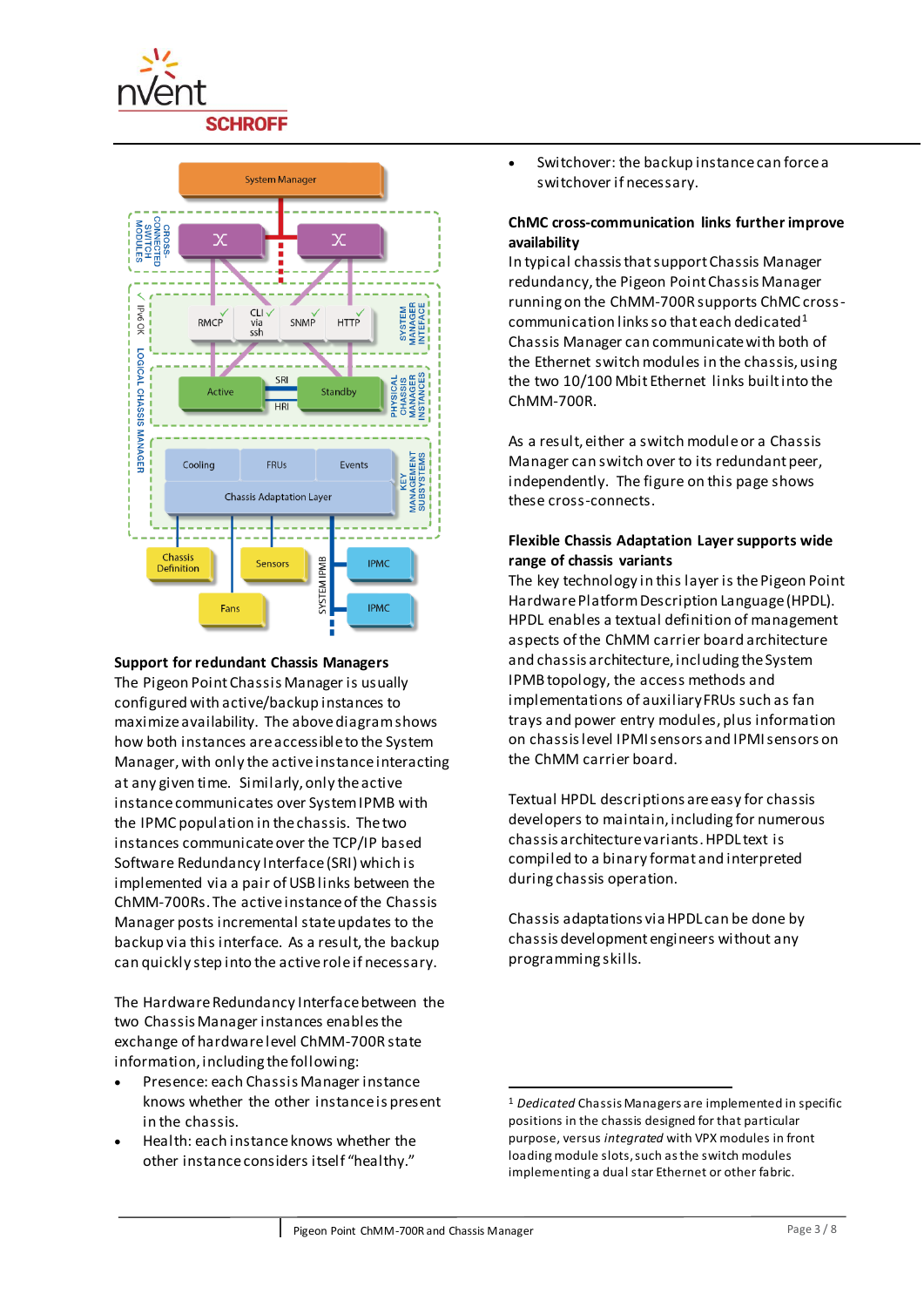## Support for redundant Chassis Managers

The Pigeon Point Chassis Manager is usually configured with active/backup instances to maximize availability. The above diagram shows how both instances are accessible to the System Manager, with only the active instance interacting at any given time. Similarly, only the active instance communicates over System IPMB with the IPMC population in the chassis. The two instances communicate over the TCP/IP based Software Redundancy Interface (SRI) which is implemented via a pair of USB links between the ChMM-700Rs. The active instance of the Chassis Manager posts incremental state updates to the backup via this interface. As a result, the backup can quickly step into the active role if necessary.

The Hardware Redundancy Interface between the two Chassis Manager instances enables the exchange of hardware level ChMM-700R state information, including the following:

- Presence: each Chassis Manager instance knows whether the other instance is present in the chassis.
- Health: each instance knows whether the other instance considers itself "healthy."
- Switchover: the backup instance can force a switchover if necessary.

## ChMC cross-communication links further improve availability

In typical chassis that support Chassis Manager redundancy, the Pigeon Point Chassis Manager running on the ChMM-700R supports ChMC cross-communication links so that each dedicated[1] Chassis Manager can communicate with both of the Ethernet switch modules in the chassis, using the two 10/100 Mbit Ethernet links built into the ChMM-700R.

As a result, either a switch module or a Chassis Manager can switch over to its redundant peer, independently. The figure on this page shows these cross-connects.

## Flexible Chassis Adaptation Layer supports wide range of chassis variants

The key technology in this layer is the Pigeon Point Hardware Platform Description Language (HPDL). HPDL enables a textual definition of management aspects of the ChMM carrier board architecture and chassis architecture, including the System IPMB topology, the access methods and implementations of auxiliary FRUs such as fan trays and power entry modules, plus information on chassis level IPMI sensors and IPMI sensors on the ChMM carrier board.

Textual HPDL descriptions are easy for chassis developers to maintain, including for numerous chassis architecture variants. HPDL text is compiled to a binary format and interpreted during chassis operation.

Chassis adaptations via HPDL can be done by chassis development engineers without any programming skills.

[1] *Dedicated* Chassis Managers are implemented in specific positions in the chassis designed for that particular purpose, versus *integrated* with VPX modules in front loading module slots, such as the switch modules implementing a dual star Ethernet or other fabric.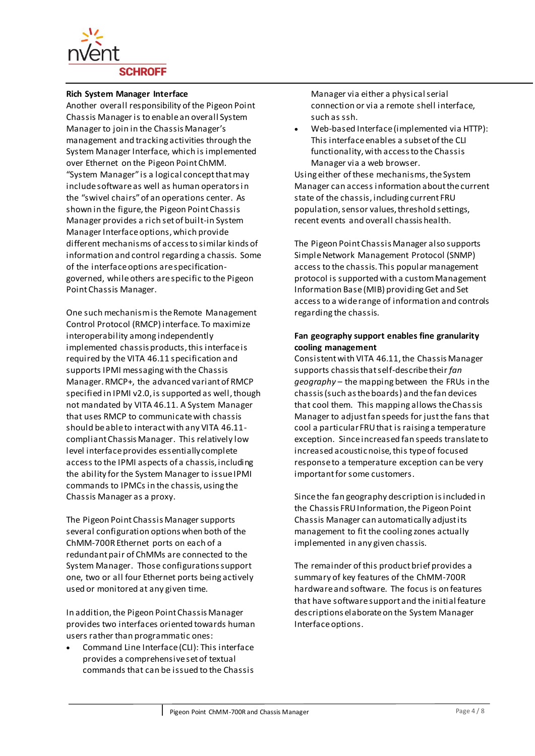### Rich System Manager Interface

Another overall responsibility of the Pigeon Point Chassis Manager is to enable an overall System Manager to join in the Chassis Manager's management and tracking activities through the System Manager Interface, which is implemented over Ethernet on the Pigeon Point ChMM. "System Manager" is a logical concept that may include software as well as human operators in the "swivel chairs" of an operations center. As shown in the figure, the Pigeon Point Chassis Manager provides a rich set of built-in System Manager Interface options, which provide different mechanisms of access to similar kinds of information and control regarding a chassis. Some of the interface options are specification-governed, while others are specific to the Pigeon Point Chassis Manager.

One such mechanism is the Remote Management Control Protocol (RMCP) interface. To maximize interoperability among independently implemented chassis products, this interface is required by the VITA 46.11 specification and supports IPMI messaging with the Chassis Manager. RMCP+, the advanced variant of RMCP specified in IPMI v2.0, is supported as well, though not mandated by VITA 46.11. A System Manager that uses RMCP to communicate with chassis should be able to interact with any VITA 46.11-compliant Chassis Manager. This relatively low level interface provides essentially complete access to the IPMI aspects of a chassis, including the ability for the System Manager to issue IPMI commands to IPMCs in the chassis, using the Chassis Manager as a proxy.

The Pigeon Point Chassis Manager supports several configuration options when both of the ChMM-700R Ethernet ports on each of a redundant pair of ChMMs are connected to the System Manager. Those configurations support one, two or all four Ethernet ports being actively used or monitored at any given time.

In addition, the Pigeon Point Chassis Manager provides two interfaces oriented towards human users rather than programmatic ones:

- Command Line Interface (CLI): This interface provides a comprehensive set of textual commands that can be issued to the Chassis Manager via either a physical serial connection or via a remote shell interface, such as ssh.
- Web-based Interface (implemented via HTTP): This interface enables a subset of the CLI functionality, with access to the Chassis Manager via a web browser.

Using either of these mechanisms, the System Manager can access information about the current state of the chassis, including current FRU population, sensor values, threshold settings, recent events and overall chassis health.

The Pigeon Point Chassis Manager also supports Simple Network Management Protocol (SNMP) access to the chassis. This popular management protocol is supported with a custom Management Information Base (MIB) providing Get and Set access to a wide range of information and controls regarding the chassis.

### Fan geography support enables fine granularity cooling management

Consistent with VITA 46.11, the Chassis Manager supports chassis that self-describe their *fan geography* – the mapping between the FRUs in the chassis (such as the boards) and the fan devices that cool them. This mapping allows the Chassis Manager to adjust fan speeds for just the fans that cool a particular FRU that is raising a temperature exception. Since increased fan speeds translate to increased acoustic noise, this type of focused response to a temperature exception can be very important for some customers.

Since the fan geography description is included in the Chassis FRU Information, the Pigeon Point Chassis Manager can automatically adjust its management to fit the cooling zones actually implemented in any given chassis.

The remainder of this product brief provides a summary of key features of the ChMM-700R hardware and software. The focus is on features that have software support and the initial feature descriptions elaborate on the System Manager Interface options.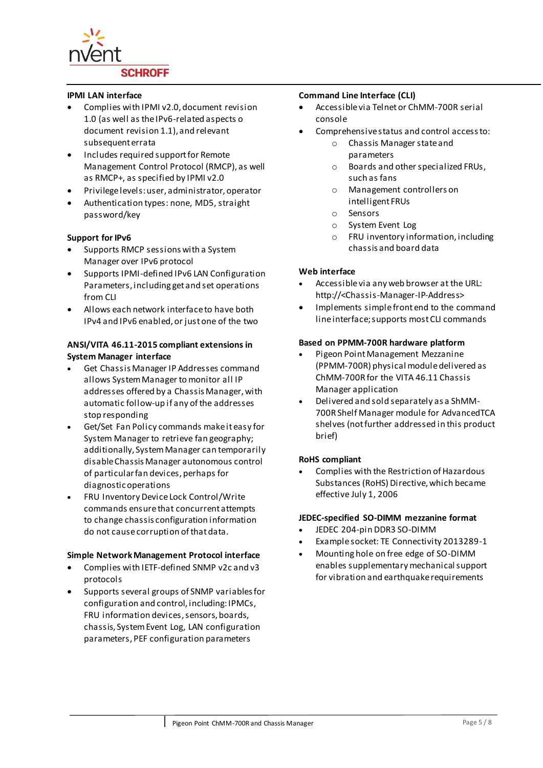### IPMI LAN interface

- Complies with IPMI v2.0, document revision 1.0 (as well as the IPv6-related aspects o document revision 1.1), and relevant subsequent errata
- Includes required support for Remote Management Control Protocol (RMCP), as well as RMCP+, as specified by IPMI v2.0
- Privilege levels: user, administrator, operator
- Authentication types: none, MD5, straight password/key

### Support for IPv6

- Supports RMCP sessions with a System Manager over IPv6 protocol
- Supports IPMI-defined IPv6 LAN Configuration Parameters, including get and set operations from CLI
- Allows each network interface to have both IPv4 and IPv6 enabled, or just one of the two

### ANSI/VITA 46.11-2015 compliant extensions in System Manager interface

- Get Chassis Manager IP Addresses command allows System Manager to monitor all IP addresses offered by a Chassis Manager, with automatic follow-up if any of the addresses stop responding
- Get/Set Fan Policy commands make it easy for System Manager to retrieve fan geography; additionally, System Manager can temporarily disable Chassis Manager autonomous control of particular fan devices, perhaps for diagnostic operations
- FRU Inventory Device Lock Control/Write commands ensure that concurrent attempts to change chassis configuration information do not cause corruption of that data.

### Simple Network Management Protocol interface

- Complies with IETF-defined SNMP v2c and v3 protocols
- Supports several groups of SNMP variables for configuration and control, including: IPMCs, FRU information devices, sensors, boards, chassis, System Event Log, LAN configuration parameters, PEF configuration parameters

### Command Line Interface (CLI)

- Accessible via Telnet or ChMM-700R serial console
- Comprehensive status and control access to:
  - Chassis Manager state and parameters
  - Boards and other specialized FRUs, such as fans
  - Management controllers on intelligent FRUs
  - Sensors
  - System Event Log
  - FRU inventory information, including chassis and board data

### Web interface

- Accessible via any web browser at the URL: http://<Chassis-Manager-IP-Address>
- Implements simple front end to the command line interface; supports most CLI commands

### Based on PPMM-700R hardware platform

- Pigeon Point Management Mezzanine (PPMM-700R) physical module delivered as ChMM-700R for the VITA 46.11 Chassis Manager application
- Delivered and sold separately as a ShMM-700R Shelf Manager module for AdvancedTCA shelves (not further addressed in this product brief)

### RoHS compliant

- Complies with the Restriction of Hazardous Substances (RoHS) Directive, which became effective July 1, 2006

### JEDEC-specified SO-DIMM mezzanine format

- JEDEC 204-pin DDR3 SO-DIMM
- Example socket: TE Connectivity 2013289-1
- Mounting hole on free edge of SO-DIMM enables supplementary mechanical support for vibration and earthquake requirements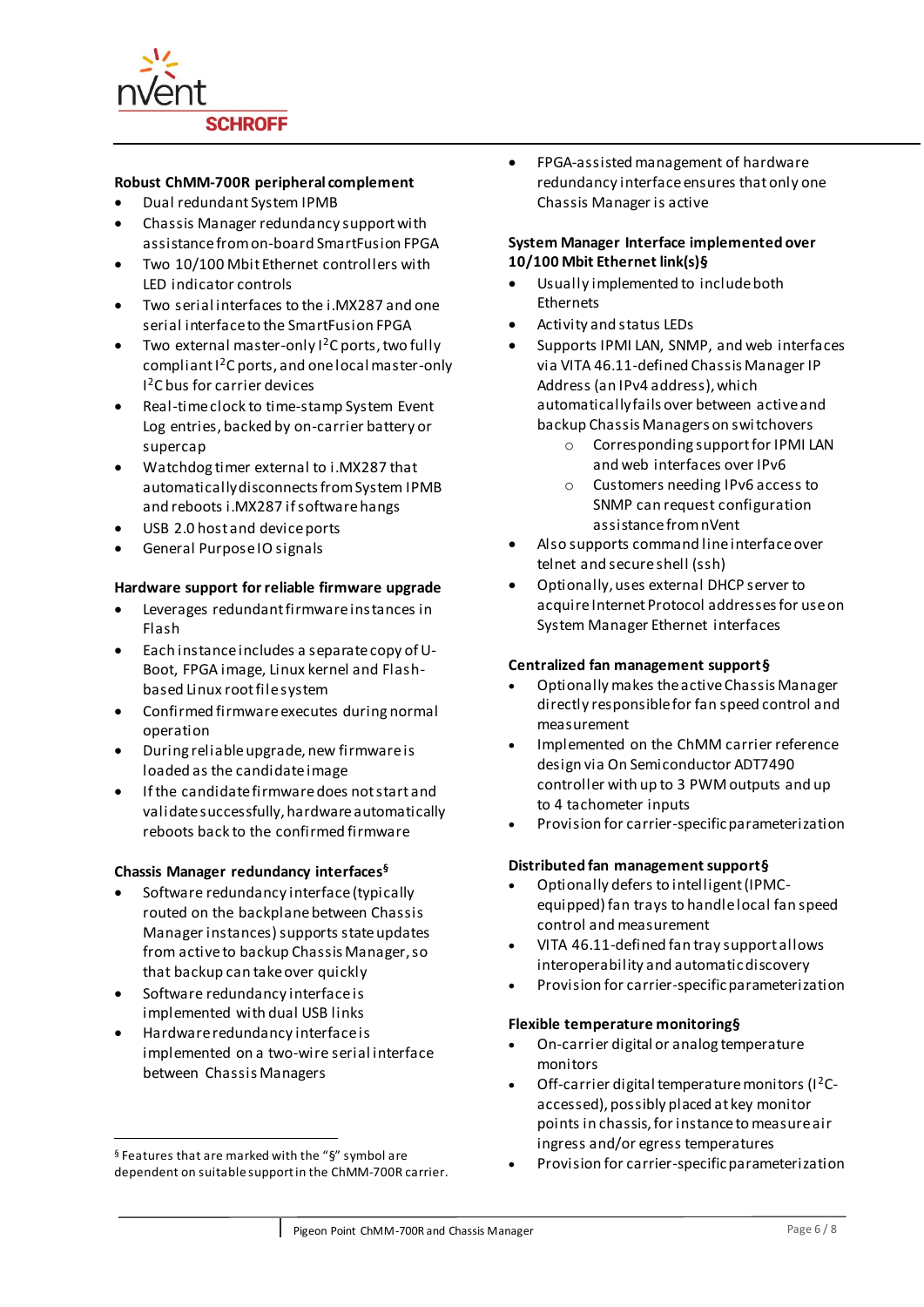**Robust ChMM-700R peripheral complement**

- Dual redundant System IPMB
- Chassis Manager redundancy support with assistance from on-board SmartFusion FPGA
- Two 10/100 Mbit Ethernet controllers with LED indicator controls
- Two serial interfaces to the i.MX287 and one serial interface to the SmartFusion FPGA
- Two external master-only $I^2C$ ports, two fully compliant $I^2C$ ports, and one local master-only $I^2C$ bus for carrier devices
- Real-time clock to time-stamp System Event Log entries, backed by on-carrier battery or supercap
- Watchdog timer external to i.MX287 that automatically disconnects from System IPMB and reboots i.MX287 if software hangs
- USB 2.0 host and device ports
- General Purpose IO signals

**Hardware support for reliable firmware upgrade**

- Leverages redundant firmware instances in Flash
- Each instance includes a separate copy of U-Boot, FPGA image, Linux kernel and Flash-based Linux root file system
- Confirmed firmware executes during normal operation
- During reliable upgrade, new firmware is loaded as the candidate image
- If the candidate firmware does not start and validate successfully, hardware automatically reboots back to the confirmed firmware

**Chassis Manager redundancy interfaces§**

- Software redundancy interface (typically routed on the backplane between Chassis Manager instances) supports state updates from active to backup Chassis Manager, so that backup can take over quickly
- Software redundancy interface is implemented with dual USB links
- Hardware redundancy interface is implemented on a two-wire serial interface between Chassis Managers
- FPGA-assisted management of hardware redundancy interface ensures that only one Chassis Manager is active

**System Manager Interface implemented over 10/100 Mbit Ethernet link(s)§**

- Usually implemented to include both Ethernets
- Activity and status LEDs
- Supports IPMI LAN, SNMP, and web interfaces via VITA 46.11-defined Chassis Manager IP Address (an IPv4 address), which automatically fails over between active and backup Chassis Managers on switchovers
  - Corresponding support for IPMI LAN and web interfaces over IPv6
  - Customers needing IPv6 access to SNMP can request configuration assistance from nVent
- Also supports command line interface over telnet and secure shell (ssh)
- Optionally, uses external DHCP server to acquire Internet Protocol addresses for use on System Manager Ethernet interfaces

**Centralized fan management support§**

- Optionally makes the active Chassis Manager directly responsible for fan speed control and measurement
- Implemented on the ChMM carrier reference design via On Semiconductor ADT7490 controller with up to 3 PWM outputs and up to 4 tachometer inputs
- Provision for carrier-specific parameterization

**Distributed fan management support§**

- Optionally defers to intelligent (IPMC-equipped) fan trays to handle local fan speed control and measurement
- VITA 46.11-defined fan tray support allows interoperability and automatic discovery
- Provision for carrier-specific parameterization

**Flexible temperature monitoring§**

- On-carrier digital or analog temperature monitors
- Off-carrier digital temperature monitors ($I^2C$-accessed), possibly placed at key monitor points in chassis, for instance to measure air ingress and/or egress temperatures
- Provision for carrier-specific parameterization

§ Features that are marked with the "§" symbol are dependent on suitable support in the ChMM-700R carrier.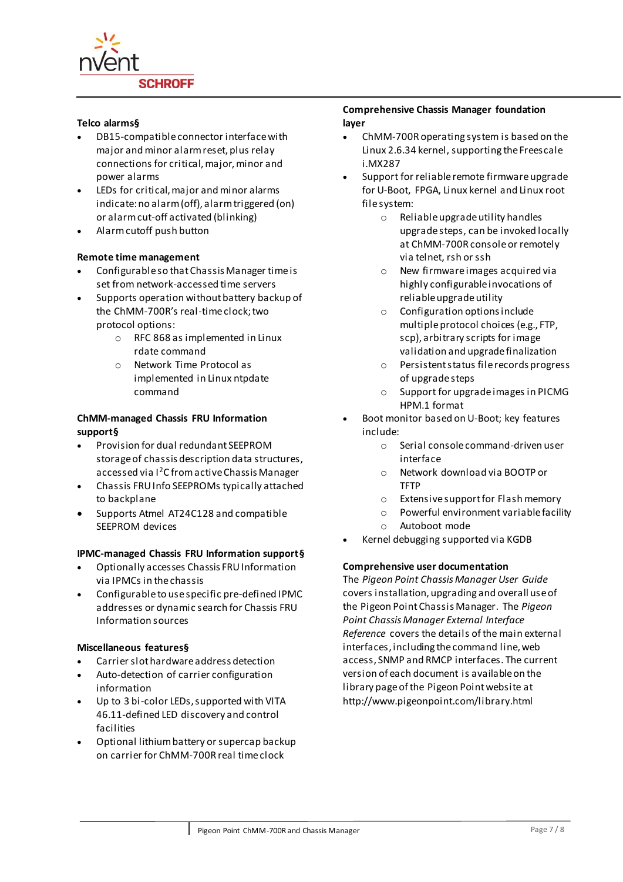**Telco alarms§**

- DB15-compatible connector interface with major and minor alarm reset, plus relay connections for critical, major, minor and power alarms
- LEDs for critical, major and minor alarms indicate: no alarm (off), alarm triggered (on) or alarm cut-off activated (blinking)
- Alarm cutoff push button

**Remote time management**

- Configurable so that Chassis Manager time is set from network-accessed time servers
- Supports operation without battery backup of the ChMM-700R's real-time clock; two protocol options:
    - RFC 868 as implemented in Linux rdate command
    - Network Time Protocol as implemented in Linux ntpdate command

**ChMM-managed Chassis FRU Information support§**

- Provision for dual redundant SEEPROM storage of chassis description data structures, accessed via I$^2$C from active Chassis Manager
- Chassis FRU Info SEEPROMs typically attached to backplane
- Supports Atmel AT24C128 and compatible SEEPROM devices

**IPMC-managed Chassis FRU Information support§**

- Optionally accesses Chassis FRU Information via IPMCs in the chassis
- Configurable to use specific pre-defined IPMC addresses or dynamic search for Chassis FRU Information sources

**Miscellaneous features§**

- Carrier slot hardware address detection
- Auto-detection of carrier configuration information
- Up to 3 bi-color LEDs, supported with VITA 46.11-defined LED discovery and control facilities
- Optional lithium battery or supercap backup on carrier for ChMM-700R real time clock

**Comprehensive Chassis Manager foundation layer**

- ChMM-700R operating system is based on the Linux 2.6.34 kernel, supporting the Freescale i.MX287
- Support for reliable remote firmware upgrade for U-Boot, FPGA, Linux kernel and Linux root file system:
    - Reliable upgrade utility handles upgrade steps, can be invoked locally at ChMM-700R console or remotely via telnet, rsh or ssh
    - New firmware images acquired via highly configurable invocations of reliable upgrade utility
    - Configuration options include multiple protocol choices (e.g., FTP, scp), arbitrary scripts for image validation and upgrade finalization
    - Persistent status file records progress of upgrade steps
    - Support for upgrade images in PICMG HPM.1 format
- Boot monitor based on U-Boot; key features include:
    - Serial console command-driven user interface
    - Network download via BOOTP or TFTP
    - Extensive support for Flash memory
    - Powerful environment variable facility
    - Autoboot mode
- Kernel debugging supported via KGDB

**Comprehensive user documentation**

The *Pigeon Point Chassis Manager User Guide* covers installation, upgrading and overall use of the Pigeon Point Chassis Manager. The *Pigeon Point Chassis Manager External Interface Reference* covers the details of the main external interfaces, including the command line, web access, SNMP and RMCP interfaces. The current version of each document is available on the library page of the Pigeon Point website at http://www.pigeonpoint.com/library.html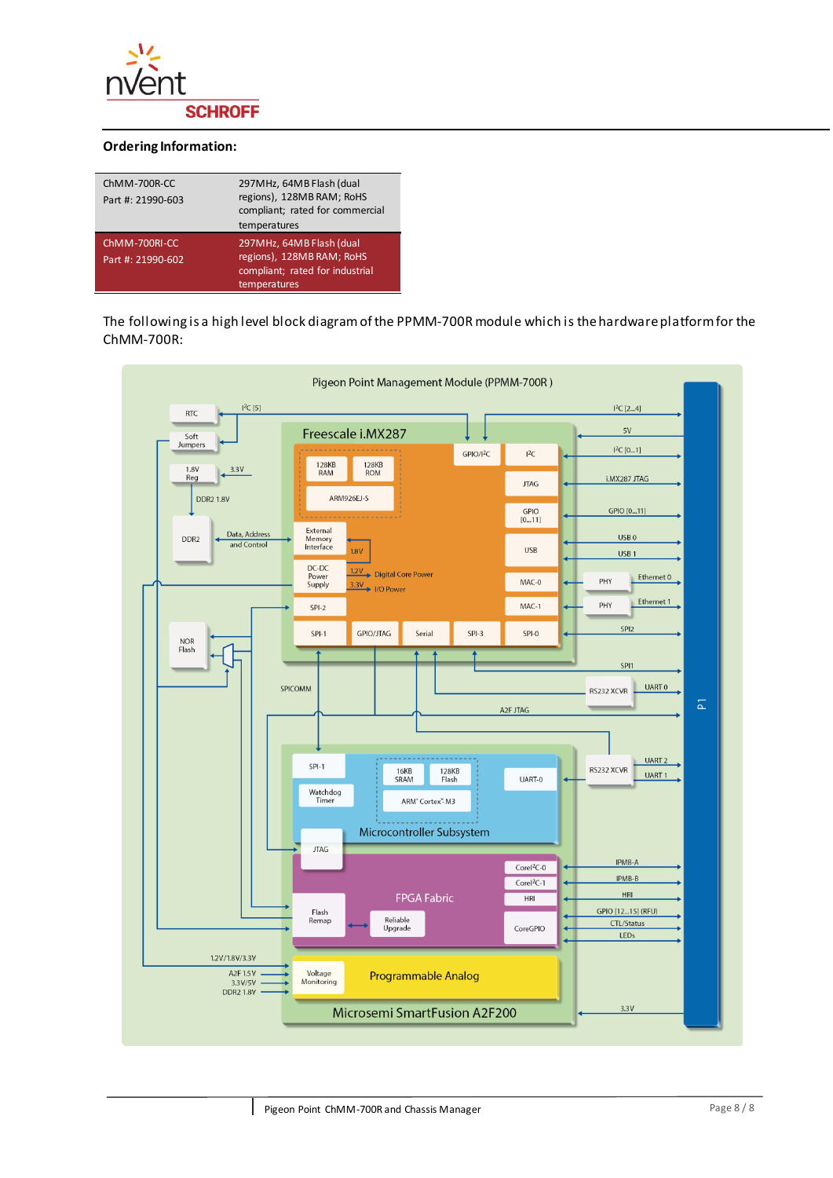**Ordering Information:**

| | |
|---|---|
| ChMM-700R-CC<br>Part #: 21990-603 | 297MHz, 64MB Flash (dual regions), 128MB RAM; RoHS compliant; rated for commercial temperatures |
| ChMM-700RI-CC<br>Part #: 21990-602 | 297MHz, 64MB Flash (dual regions), 128MB RAM; RoHS compliant; rated for industrial temperatures |

The following is a high level block diagram of the PPMM-700R module which is the hardware platform for the ChMM-700R:

Pigeon Point Management Module (PPMM-700R)

RTC
Soft Jumpers
1.8V Reg
3.3V
DDR2 1.8V
DDR2
Data, Address and Control
NOR Flash
I²C [5]
Freescale i.MX287
128KB RAM
128KB ROM
ARM926EJ-S
External Memory Interface
1.8V
DC-DC Power Supply
1.2V
3.3V
Digital Core Power
I/O Power
SPI-2
SPI-1
GPIO/JTAG
Serial
SPI-3
SPI-0
GPIO/I²C
I²C
JTAG
GPIO [0...11]
USB
MAC-0
MAC-1
PHY
PHY
I²C [2...4]
5V
I²C [0...1]
i.MX287 JTAG
GPIO [0...11]
USB 0
USB 1
Ethernet 0
Ethernet 1
SPI2
SPI1
RS232 XCVR
UART 0
SPICOMM
A2F JTAG
RS232 XCVR
UART 2
UART 1
SPI-1
Watchdog Timer
16KB SRAM
128KB Flash
ARM® Cortex™-M3
UART-0
Microcontroller Subsystem
JTAG
CoreI²C-0
CoreI²C-1
HRI
FPGA Fabric
Flash Remap
Reliable Upgrade
CoreGPIO
IPMB-A
IPMB-B
HRI
GPIO [12...15] (RFU)
CTL/Status
LEDs
1.2V/1.8V/3.3V
A2F 1.5V
3.3V/5V
DDR2 1.8V
Voltage Monitoring
Programmable Analog
Microsemi SmartFusion A2F200
3.3V
P1